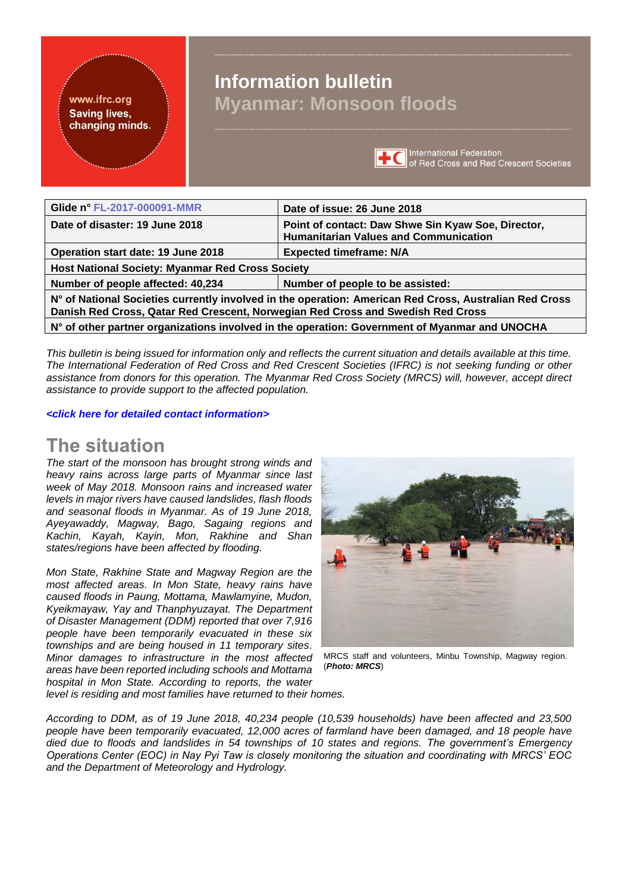# Information bulletin

## Myanmar: Monsoon floods

| Glide n° FL-2017-000091-MMR | Date of issue: 26 June 2018 |
| --- | --- |
| Date of disaster: 19 June 2018 | Point of contact: Daw Shwe Sin Kyaw Soe, Director, Humanitarian Values and Communication |
| Operation start date: 19 June 2018 | Expected timeframe: N/A |
| Host National Society: Myanmar Red Cross Society | |
| Number of people affected: 40,234 | Number of people to be assisted: |
| N° of National Societies currently involved in the operation: American Red Cross, Australian Red Cross Danish Red Cross, Qatar Red Crescent, Norwegian Red Cross and Swedish Red Cross | |
| N° of other partner organizations involved in the operation: Government of Myanmar and UNOCHA | |

*This bulletin is being issued for information only and reflects the current situation and details available at this time. The International Federation of Red Cross and Red Crescent Societies (IFRC) is not seeking funding or other assistance from donors for this operation. The Myanmar Red Cross Society (MRCS) will, however, accept direct assistance to provide support to the affected population.*

***<click here for detailed contact information>***

# The situation

*The start of the monsoon has brought strong winds and heavy rains across large parts of Myanmar since last week of May 2018. Monsoon rains and increased water levels in major rivers have caused landslides, flash floods and seasonal floods in Myanmar. As of 19 June 2018, Ayeyawaddy, Magway, Bago, Sagaing regions and Kachin, Kayah, Kayin, Mon, Rakhine and Shan states/regions have been affected by flooding.*

*Mon State, Rakhine State and Magway Region are the most affected areas. In Mon State, heavy rains have caused floods in Paung, Mottama, Mawlamyine, Mudon, Kyeikmayaw, Yay and Thanphyuzayat. The Department of Disaster Management (DDM) reported that over 7,916 people have been temporarily evacuated in these six townships and are being housed in 11 temporary sites. Minor damages to infrastructure in the most affected areas have been reported including schools and Mottama hospital in Mon State. According to reports, the water level is residing and most families have returned to their homes.*

MRCS staff and volunteers, Minbu Township, Magway region. (***Photo: MRCS***)

*According to DDM, as of 19 June 2018, 40,234 people (10,539 households) have been affected and 23,500 people have been temporarily evacuated, 12,000 acres of farmland have been damaged, and 18 people have died due to floods and landslides in 54 townships of 10 states and regions. The government's Emergency Operations Center (EOC) in Nay Pyi Taw is closely monitoring the situation and coordinating with MRCS' EOC and the Department of Meteorology and Hydrology.*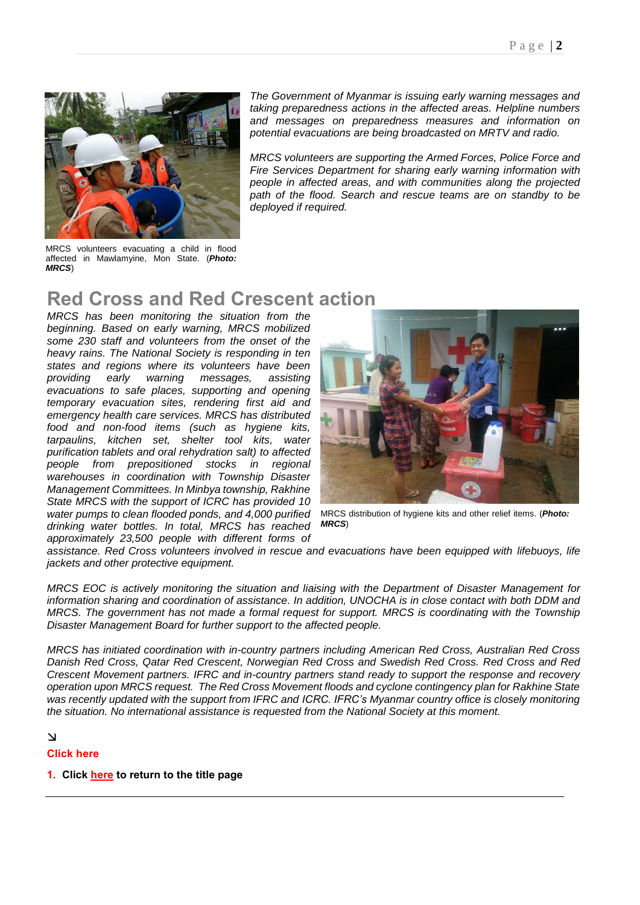MRCS volunteers evacuating a child in flood affected in Mawlamyine, Mon State. (***Photo: MRCS***)

*The Government of Myanmar is issuing early warning messages and taking preparedness actions in the affected areas. Helpline numbers and messages on preparedness measures and information on potential evacuations are being broadcasted on MRTV and radio.*

*MRCS volunteers are supporting the Armed Forces, Police Force and Fire Services Department for sharing early warning information with people in affected areas, and with communities along the projected path of the flood. Search and rescue teams are on standby to be deployed if required.*

## Red Cross and Red Crescent action

*MRCS has been monitoring the situation from the beginning. Based on early warning, MRCS mobilized some 230 staff and volunteers from the onset of the heavy rains. The National Society is responding in ten states and regions where its volunteers have been providing early warning messages, assisting evacuations to safe places, supporting and opening temporary evacuation sites, rendering first aid and emergency health care services. MRCS has distributed food and non-food items (such as hygiene kits, tarpaulins, kitchen set, shelter tool kits, water purification tablets and oral rehydration salt) to affected people from prepositioned stocks in regional warehouses in coordination with Township Disaster Management Committees. In Minbya township, Rakhine State MRCS with the support of ICRC has provided 10 water pumps to clean flooded ponds, and 4,000 purified drinking water bottles. In total, MRCS has reached approximately 23,500 people with different forms of assistance. Red Cross volunteers involved in rescue and evacuations have been equipped with lifebuoys, life jackets and other protective equipment.*

MRCS distribution of hygiene kits and other relief items. (***Photo: MRCS***)

*MRCS EOC is actively monitoring the situation and liaising with the Department of Disaster Management for information sharing and coordination of assistance. In addition, UNOCHA is in close contact with both DDM and MRCS. The government has not made a formal request for support. MRCS is coordinating with the Township Disaster Management Board for further support to the affected people.*

*MRCS has initiated coordination with in-country partners including American Red Cross, Australian Red Cross Danish Red Cross, Qatar Red Crescent, Norwegian Red Cross and Swedish Red Cross. Red Cross and Red Crescent Movement partners. IFRC and in-country partners stand ready to support the response and recovery operation upon MRCS request. The Red Cross Movement floods and cyclone contingency plan for Rakhine State was recently updated with the support from IFRC and ICRC. IFRC's Myanmar country office is closely monitoring the situation. No international assistance is requested from the National Society at this moment.*

↘

**Click here**

1. **Click here to return to the title page**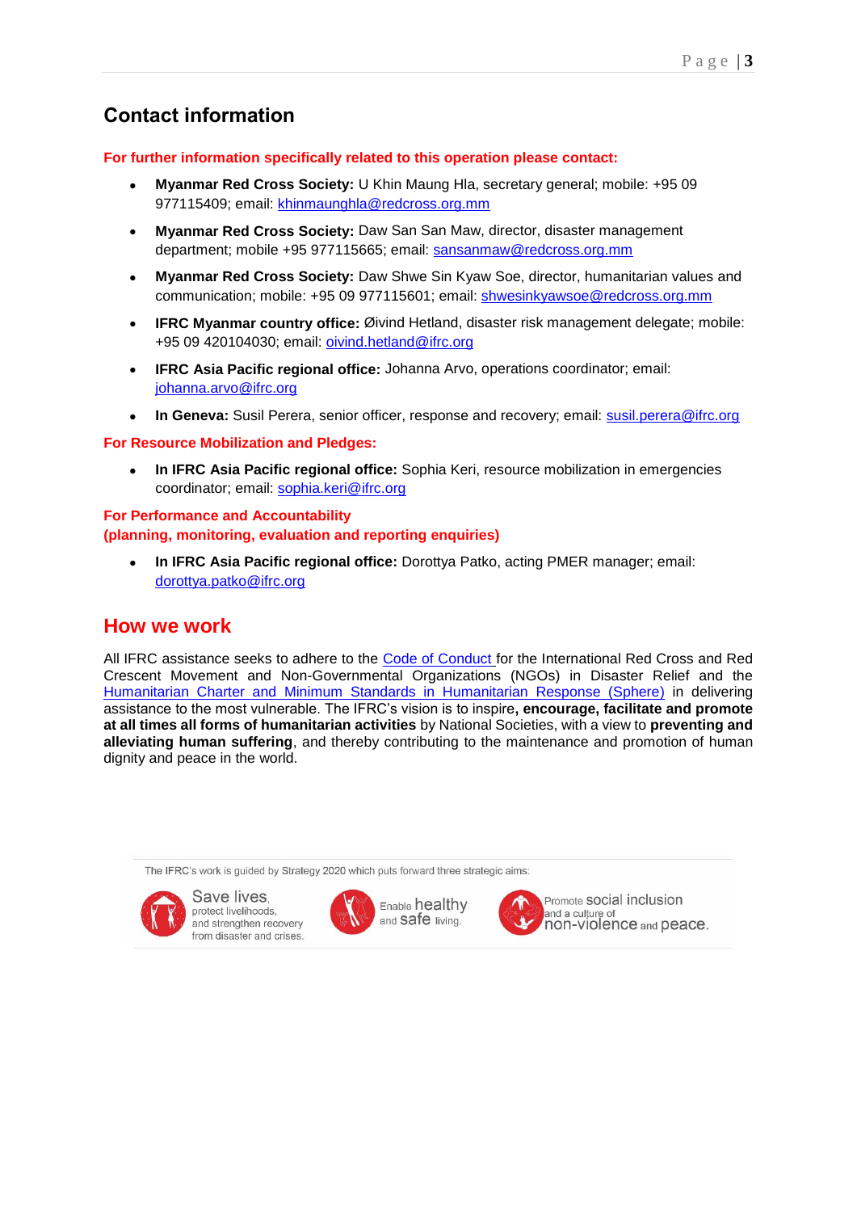## Contact information

**For further information specifically related to this operation please contact:**

- **Myanmar Red Cross Society:** U Khin Maung Hla, secretary general; mobile: +95 09 977115409; email: khinmaunghla@redcross.org.mm
- **Myanmar Red Cross Society:** Daw San San Maw, director, disaster management department; mobile +95 977115665; email: sansanmaw@redcross.org.mm
- **Myanmar Red Cross Society:** Daw Shwe Sin Kyaw Soe, director, humanitarian values and communication; mobile: +95 09 977115601; email: shwesinkyawsoe@redcross.org.mm
- **IFRC Myanmar country office:** Øivind Hetland, disaster risk management delegate; mobile: +95 09 420104030; email: oivind.hetland@ifrc.org
- **IFRC Asia Pacific regional office:** Johanna Arvo, operations coordinator; email: johanna.arvo@ifrc.org
- **In Geneva:** Susil Perera, senior officer, response and recovery; email: susil.perera@ifrc.org

**For Resource Mobilization and Pledges:**

- **In IFRC Asia Pacific regional office:** Sophia Keri, resource mobilization in emergencies coordinator; email: sophia.keri@ifrc.org

**For Performance and Accountability**
**(planning, monitoring, evaluation and reporting enquiries)**

- **In IFRC Asia Pacific regional office:** Dorottya Patko, acting PMER manager; email: dorottya.patko@ifrc.org

## How we work

All IFRC assistance seeks to adhere to the Code of Conduct for the International Red Cross and Red Crescent Movement and Non-Governmental Organizations (NGOs) in Disaster Relief and the Humanitarian Charter and Minimum Standards in Humanitarian Response (Sphere) in delivering assistance to the most vulnerable. The IFRC's vision is to inspire**, encourage, facilitate and promote at all times all forms of humanitarian activities** by National Societies, with a view to **preventing and alleviating human suffering**, and thereby contributing to the maintenance and promotion of human dignity and peace in the world.

The IFRC's work is guided by Strategy 2020 which puts forward three strategic aims:

Save lives, protect livelihoods, and strengthen recovery from disaster and crises.

Enable healthy and safe living.

Promote social inclusion and a culture of non-violence and peace.